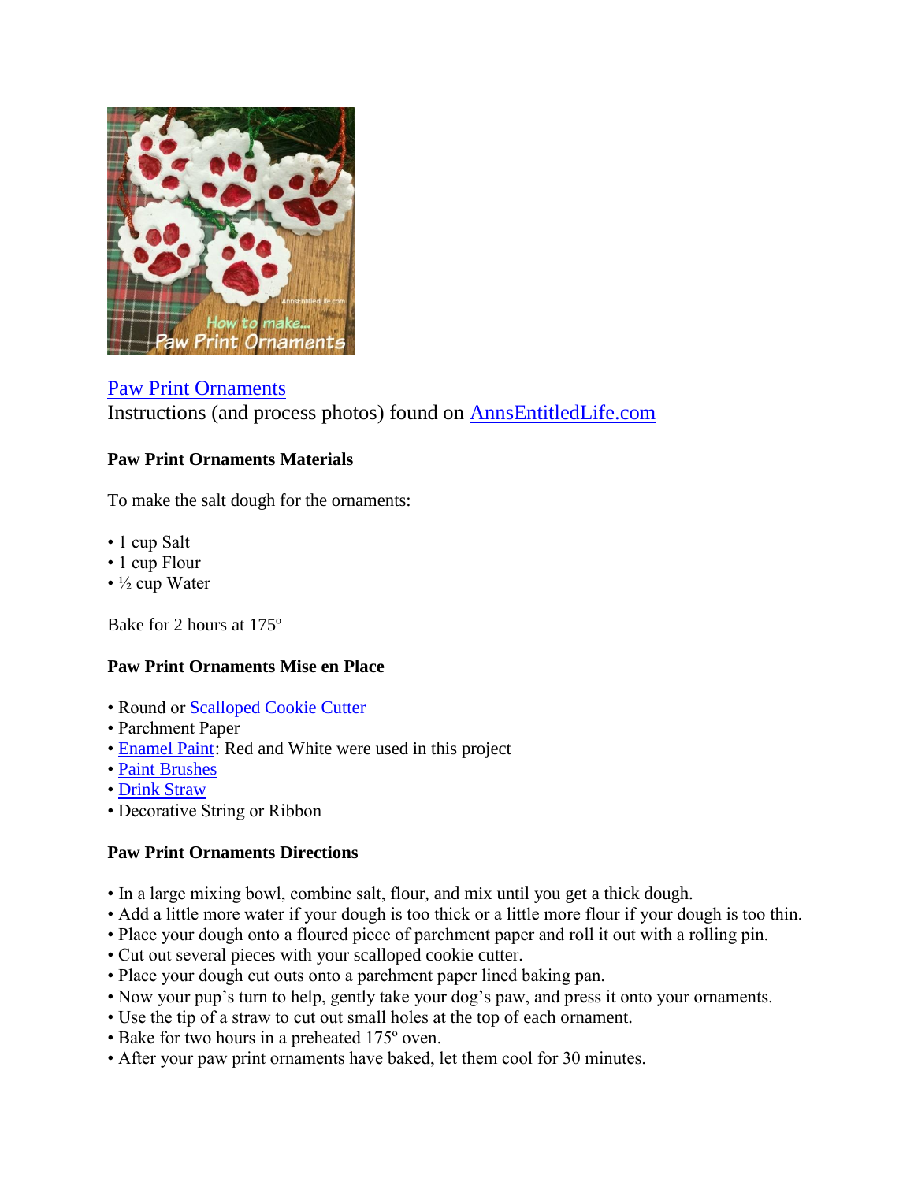[Paw Print Ornaments](#)
Instructions (and process photos) found on [AnnsEntitledLife.com](#)

**Paw Print Ornaments Materials**

To make the salt dough for the ornaments:

- 1 cup Salt
- 1 cup Flour
- ½ cup Water

Bake for 2 hours at 175º

**Paw Print Ornaments Mise en Place**

- Round or [Scalloped Cookie Cutter](#)
- Parchment Paper
- [Enamel Paint](#): Red and White were used in this project
- [Paint Brushes](#)
- [Drink Straw](#)
- Decorative String or Ribbon

**Paw Print Ornaments Directions**

- In a large mixing bowl, combine salt, flour, and mix until you get a thick dough.
- Add a little more water if your dough is too thick or a little more flour if your dough is too thin.
- Place your dough onto a floured piece of parchment paper and roll it out with a rolling pin.
- Cut out several pieces with your scalloped cookie cutter.
- Place your dough cut outs onto a parchment paper lined baking pan.
- Now your pup's turn to help, gently take your dog's paw, and press it onto your ornaments.
- Use the tip of a straw to cut out small holes at the top of each ornament.
- Bake for two hours in a preheated 175º oven.
- After your paw print ornaments have baked, let them cool for 30 minutes.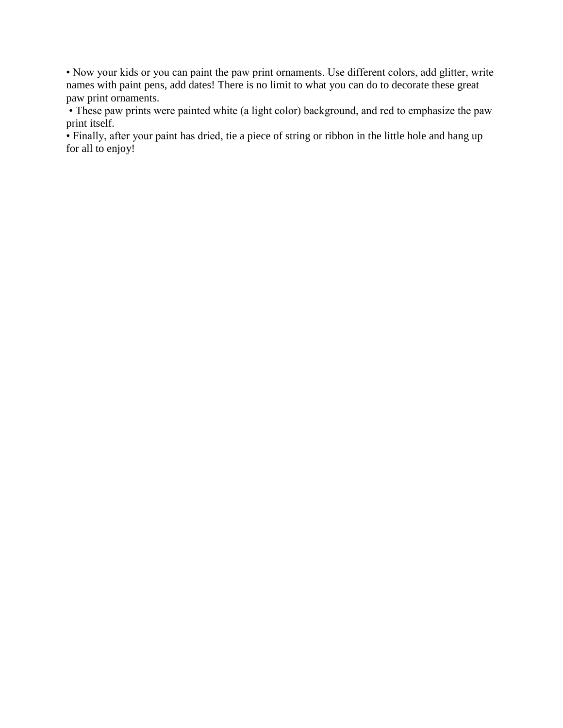- Now your kids or you can paint the paw print ornaments. Use different colors, add glitter, write names with paint pens, add dates! There is no limit to what you can do to decorate these great paw print ornaments.
- These paw prints were painted white (a light color) background, and red to emphasize the paw print itself.
- Finally, after your paint has dried, tie a piece of string or ribbon in the little hole and hang up for all to enjoy!